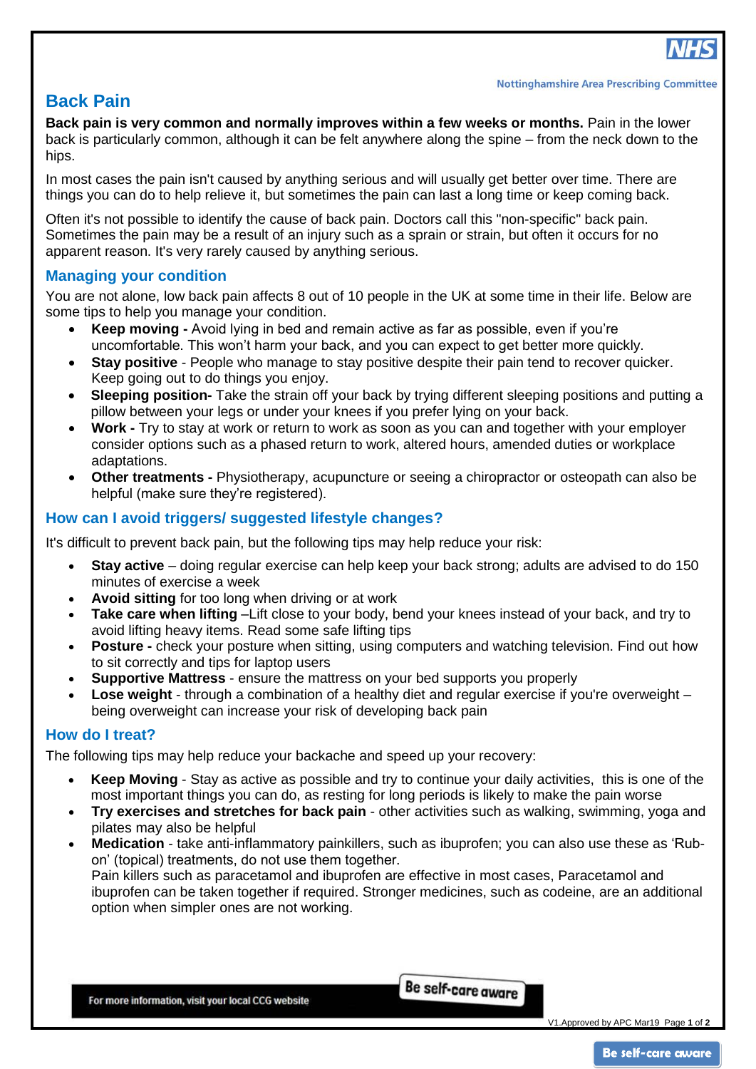Nottinghamshire Area Prescribing Committee

# Back Pain

**Back pain is very common and normally improves within a few weeks or months.** Pain in the lower back is particularly common, although it can be felt anywhere along the spine – from the neck down to the hips.

In most cases the pain isn't caused by anything serious and will usually get better over time. There are things you can do to help relieve it, but sometimes the pain can last a long time or keep coming back.

Often it's not possible to identify the cause of back pain. Doctors call this "non-specific" back pain. Sometimes the pain may be a result of an injury such as a sprain or strain, but often it occurs for no apparent reason. It's very rarely caused by anything serious.

## Managing your condition

You are not alone, low back pain affects 8 out of 10 people in the UK at some time in their life. Below are some tips to help you manage your condition.

- **Keep moving -** Avoid lying in bed and remain active as far as possible, even if you're uncomfortable. This won't harm your back, and you can expect to get better more quickly.
- **Stay positive** - People who manage to stay positive despite their pain tend to recover quicker. Keep going out to do things you enjoy.
- **Sleeping position-** Take the strain off your back by trying different sleeping positions and putting a pillow between your legs or under your knees if you prefer lying on your back.
- **Work -** Try to stay at work or return to work as soon as you can and together with your employer consider options such as a phased return to work, altered hours, amended duties or workplace adaptations.
- **Other treatments -** Physiotherapy, acupuncture or seeing a chiropractor or osteopath can also be helpful (make sure they're registered).

## How can I avoid triggers/ suggested lifestyle changes?

It's difficult to prevent back pain, but the following tips may help reduce your risk:

- **Stay active** – doing regular exercise can help keep your back strong; adults are advised to do 150 minutes of exercise a week
- **Avoid sitting** for too long when driving or at work
- **Take care when lifting** –Lift close to your body, bend your knees instead of your back, and try to avoid lifting heavy items. Read some safe lifting tips
- **Posture -** check your posture when sitting, using computers and watching television. Find out how to sit correctly and tips for laptop users
- **Supportive Mattress** - ensure the mattress on your bed supports you properly
- **Lose weight** - through a combination of a healthy diet and regular exercise if you're overweight – being overweight can increase your risk of developing back pain

## How do I treat?

The following tips may help reduce your backache and speed up your recovery:

- **Keep Moving** - Stay as active as possible and try to continue your daily activities, this is one of the most important things you can do, as resting for long periods is likely to make the pain worse
- **Try exercises and stretches for back pain** - other activities such as walking, swimming, yoga and pilates may also be helpful
- **Medication** - take anti-inflammatory painkillers, such as ibuprofen; you can also use these as 'Rub-on' (topical) treatments, do not use them together.
  Pain killers such as paracetamol and ibuprofen are effective in most cases, Paracetamol and ibuprofen can be taken together if required. Stronger medicines, such as codeine, are an additional option when simpler ones are not working.

For more information, visit your local CCG website

Be self-care aware

V1.Approved by APC Mar19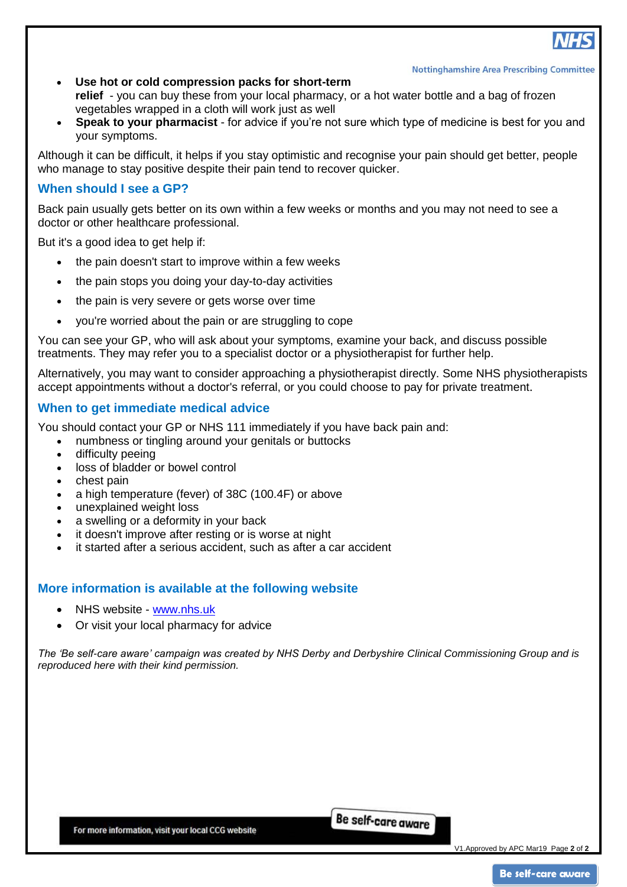- **Use hot or cold compression packs for short-term relief** - you can buy these from your local pharmacy, or a hot water bottle and a bag of frozen vegetables wrapped in a cloth will work just as well
- **Speak to your pharmacist** - for advice if you're not sure which type of medicine is best for you and your symptoms.

Although it can be difficult, it helps if you stay optimistic and recognise your pain should get better, people who manage to stay positive despite their pain tend to recover quicker.

## When should I see a GP?

Back pain usually gets better on its own within a few weeks or months and you may not need to see a doctor or other healthcare professional.

But it's a good idea to get help if:

- the pain doesn't start to improve within a few weeks
- the pain stops you doing your day-to-day activities
- the pain is very severe or gets worse over time
- you're worried about the pain or are struggling to cope

You can see your GP, who will ask about your symptoms, examine your back, and discuss possible treatments. They may refer you to a specialist doctor or a physiotherapist for further help.

Alternatively, you may want to consider approaching a physiotherapist directly. Some NHS physiotherapists accept appointments without a doctor's referral, or you could choose to pay for private treatment.

## When to get immediate medical advice

You should contact your GP or NHS 111 immediately if you have back pain and:

- numbness or tingling around your genitals or buttocks
- difficulty peeing
- loss of bladder or bowel control
- chest pain
- a high temperature (fever) of 38C (100.4F) or above
- unexplained weight loss
- a swelling or a deformity in your back
- it doesn't improve after resting or is worse at night
- it started after a serious accident, such as after a car accident

## More information is available at the following website

- NHS website - www.nhs.uk
- Or visit your local pharmacy for advice

*The 'Be self-care aware' campaign was created by NHS Derby and Derbyshire Clinical Commissioning Group and is reproduced here with their kind permission.*

For more information, visit your local CCG website

V1.Approved by APC Mar19